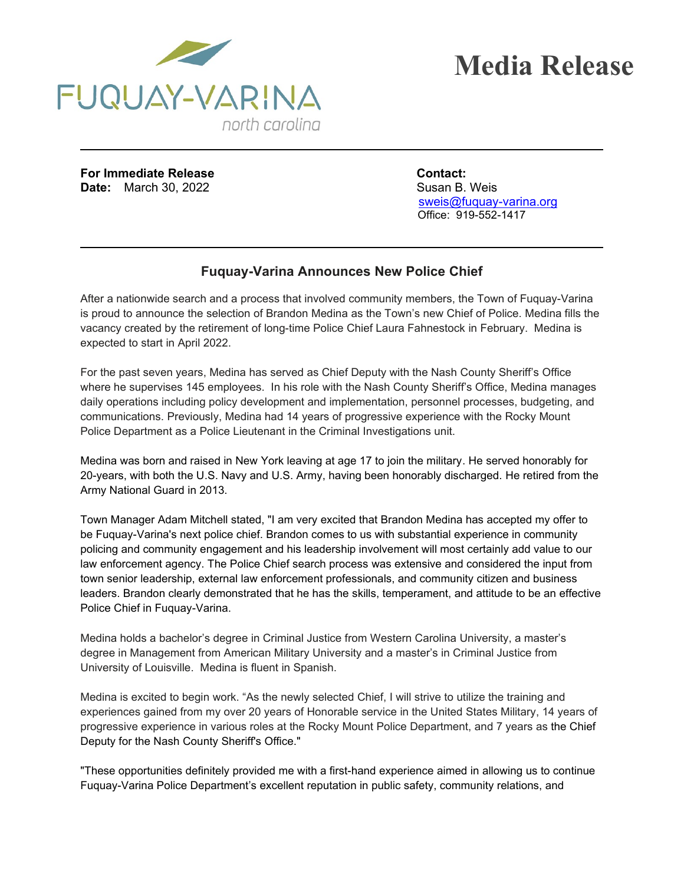FUQUAY-VARINA
north carolina

# Media Release

**For Immediate Release**
**Date:** March 30, 2022

**Contact:**
Susan B. Weis
sweis@fuquay-varina.org
Office: 919-552-1417

## Fuquay-Varina Announces New Police Chief

After a nationwide search and a process that involved community members, the Town of Fuquay-Varina is proud to announce the selection of Brandon Medina as the Town's new Chief of Police. Medina fills the vacancy created by the retirement of long-time Police Chief Laura Fahnestock in February. Medina is expected to start in April 2022.

For the past seven years, Medina has served as Chief Deputy with the Nash County Sheriff's Office where he supervises 145 employees. In his role with the Nash County Sheriff's Office, Medina manages daily operations including policy development and implementation, personnel processes, budgeting, and communications. Previously, Medina had 14 years of progressive experience with the Rocky Mount Police Department as a Police Lieutenant in the Criminal Investigations unit.

Medina was born and raised in New York leaving at age 17 to join the military. He served honorably for 20-years, with both the U.S. Navy and U.S. Army, having been honorably discharged. He retired from the Army National Guard in 2013.

Town Manager Adam Mitchell stated, "I am very excited that Brandon Medina has accepted my offer to be Fuquay-Varina's next police chief. Brandon comes to us with substantial experience in community policing and community engagement and his leadership involvement will most certainly add value to our law enforcement agency. The Police Chief search process was extensive and considered the input from town senior leadership, external law enforcement professionals, and community citizen and business leaders. Brandon clearly demonstrated that he has the skills, temperament, and attitude to be an effective Police Chief in Fuquay-Varina.

Medina holds a bachelor's degree in Criminal Justice from Western Carolina University, a master's degree in Management from American Military University and a master's in Criminal Justice from University of Louisville. Medina is fluent in Spanish.

Medina is excited to begin work. "As the newly selected Chief, I will strive to utilize the training and experiences gained from my over 20 years of Honorable service in the United States Military, 14 years of progressive experience in various roles at the Rocky Mount Police Department, and 7 years as the Chief Deputy for the Nash County Sheriff's Office."

"These opportunities definitely provided me with a first-hand experience aimed in allowing us to continue Fuquay-Varina Police Department's excellent reputation in public safety, community relations, and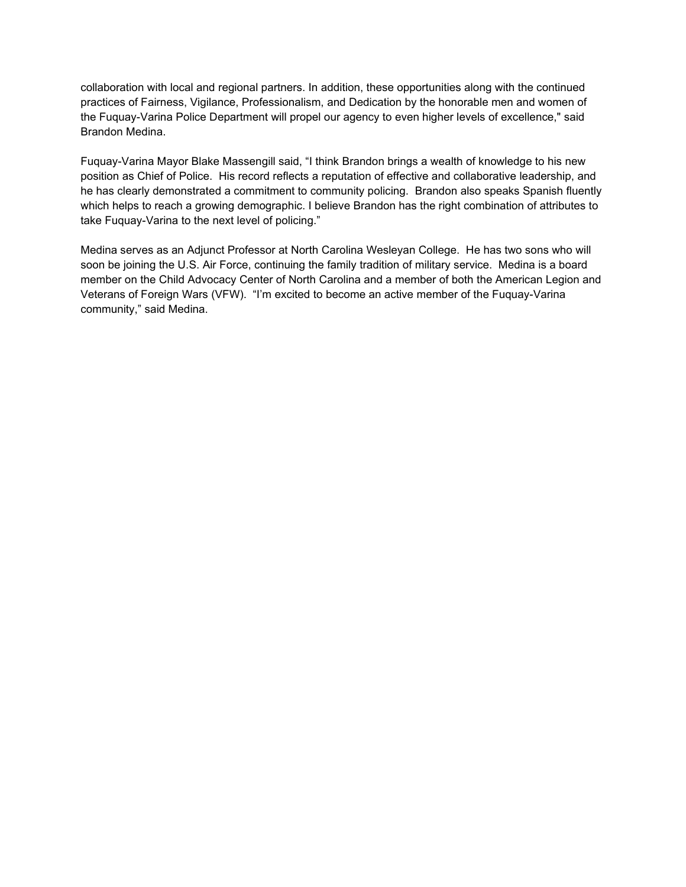collaboration with local and regional partners. In addition, these opportunities along with the continued practices of Fairness, Vigilance, Professionalism, and Dedication by the honorable men and women of the Fuquay-Varina Police Department will propel our agency to even higher levels of excellence," said Brandon Medina.

Fuquay-Varina Mayor Blake Massengill said, "I think Brandon brings a wealth of knowledge to his new position as Chief of Police. His record reflects a reputation of effective and collaborative leadership, and he has clearly demonstrated a commitment to community policing. Brandon also speaks Spanish fluently which helps to reach a growing demographic. I believe Brandon has the right combination of attributes to take Fuquay-Varina to the next level of policing."

Medina serves as an Adjunct Professor at North Carolina Wesleyan College. He has two sons who will soon be joining the U.S. Air Force, continuing the family tradition of military service. Medina is a board member on the Child Advocacy Center of North Carolina and a member of both the American Legion and Veterans of Foreign Wars (VFW). "I'm excited to become an active member of the Fuquay-Varina community," said Medina.